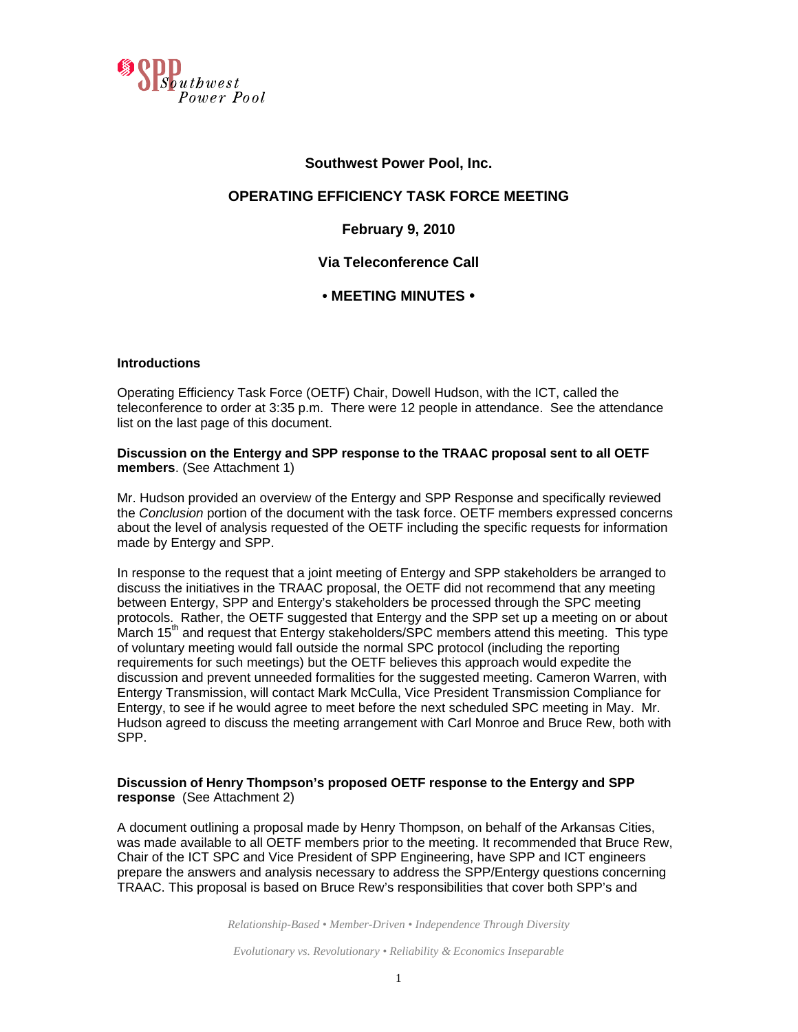Southwest Power Pool

**Southwest Power Pool, Inc.**

**OPERATING EFFICIENCY TASK FORCE MEETING**

**February 9, 2010**

**Via Teleconference Call**

**• MEETING MINUTES •**

**Introductions**

Operating Efficiency Task Force (OETF) Chair, Dowell Hudson, with the ICT, called the teleconference to order at 3:35 p.m. There were 12 people in attendance. See the attendance list on the last page of this document.

**Discussion on the Entergy and SPP response to the TRAAC proposal sent to all OETF members**. (See Attachment 1)

Mr. Hudson provided an overview of the Entergy and SPP Response and specifically reviewed the *Conclusion* portion of the document with the task force. OETF members expressed concerns about the level of analysis requested of the OETF including the specific requests for information made by Entergy and SPP.

In response to the request that a joint meeting of Entergy and SPP stakeholders be arranged to discuss the initiatives in the TRAAC proposal, the OETF did not recommend that any meeting between Entergy, SPP and Entergy's stakeholders be processed through the SPC meeting protocols. Rather, the OETF suggested that Entergy and the SPP set up a meeting on or about March 15th and request that Entergy stakeholders/SPC members attend this meeting. This type of voluntary meeting would fall outside the normal SPC protocol (including the reporting requirements for such meetings) but the OETF believes this approach would expedite the discussion and prevent unneeded formalities for the suggested meeting. Cameron Warren, with Entergy Transmission, will contact Mark McCulla, Vice President Transmission Compliance for Entergy, to see if he would agree to meet before the next scheduled SPC meeting in May. Mr. Hudson agreed to discuss the meeting arrangement with Carl Monroe and Bruce Rew, both with SPP.

**Discussion of Henry Thompson's proposed OETF response to the Entergy and SPP response** (See Attachment 2)

A document outlining a proposal made by Henry Thompson, on behalf of the Arkansas Cities, was made available to all OETF members prior to the meeting. It recommended that Bruce Rew, Chair of the ICT SPC and Vice President of SPP Engineering, have SPP and ICT engineers prepare the answers and analysis necessary to address the SPP/Entergy questions concerning TRAAC. This proposal is based on Bruce Rew's responsibilities that cover both SPP's and

*Relationship-Based • Member-Driven • Independence Through Diversity*

*Evolutionary vs. Revolutionary • Reliability & Economics Inseparable*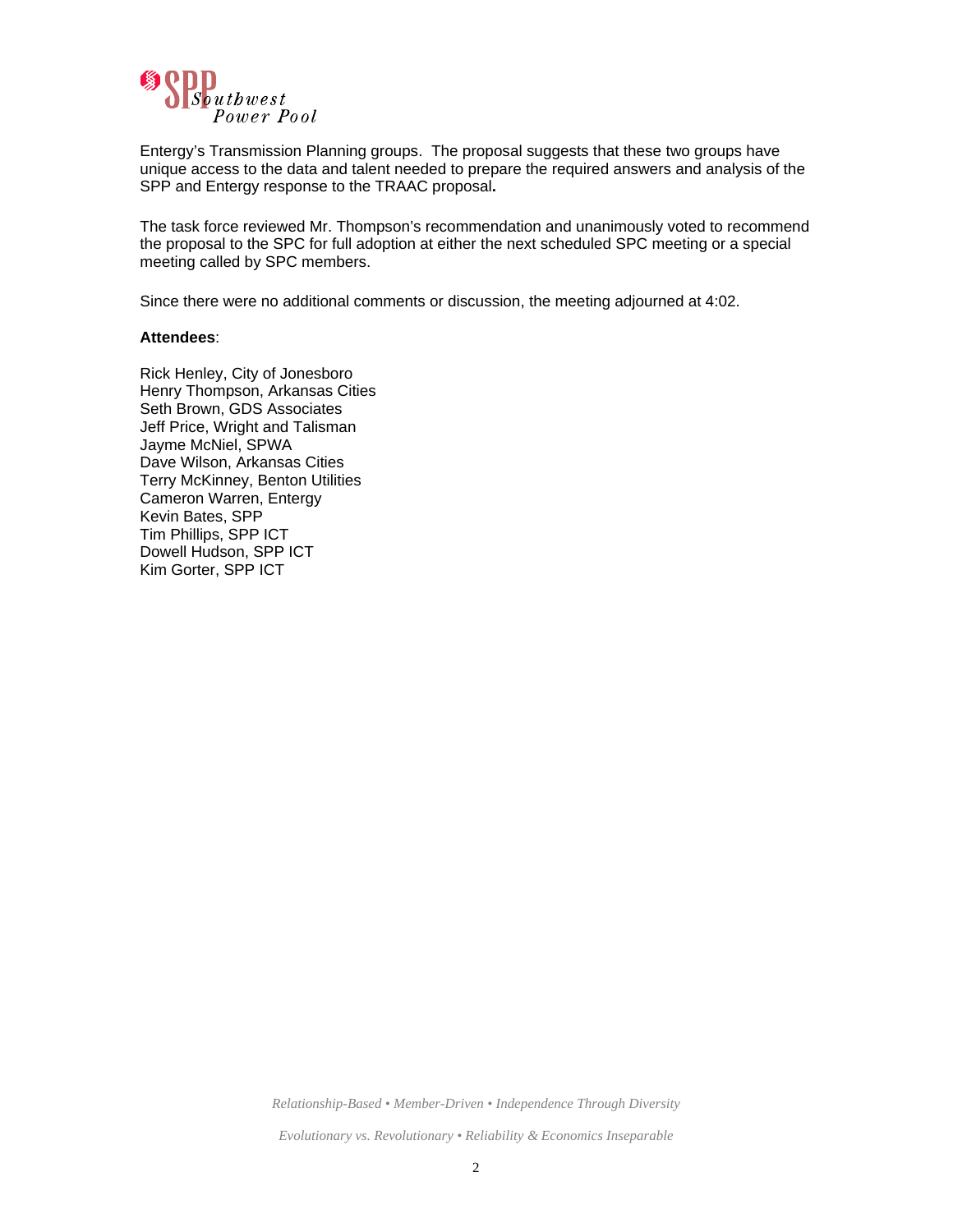Entergy's Transmission Planning groups. The proposal suggests that these two groups have unique access to the data and talent needed to prepare the required answers and analysis of the SPP and Entergy response to the TRAAC proposal**.**

The task force reviewed Mr. Thompson's recommendation and unanimously voted to recommend the proposal to the SPC for full adoption at either the next scheduled SPC meeting or a special meeting called by SPC members.

Since there were no additional comments or discussion, the meeting adjourned at 4:02.

**Attendees**:

Rick Henley, City of Jonesboro
Henry Thompson, Arkansas Cities
Seth Brown, GDS Associates
Jeff Price, Wright and Talisman
Jayme McNiel, SPWA
Dave Wilson, Arkansas Cities
Terry McKinney, Benton Utilities
Cameron Warren, Entergy
Kevin Bates, SPP
Tim Phillips, SPP ICT
Dowell Hudson, SPP ICT
Kim Gorter, SPP ICT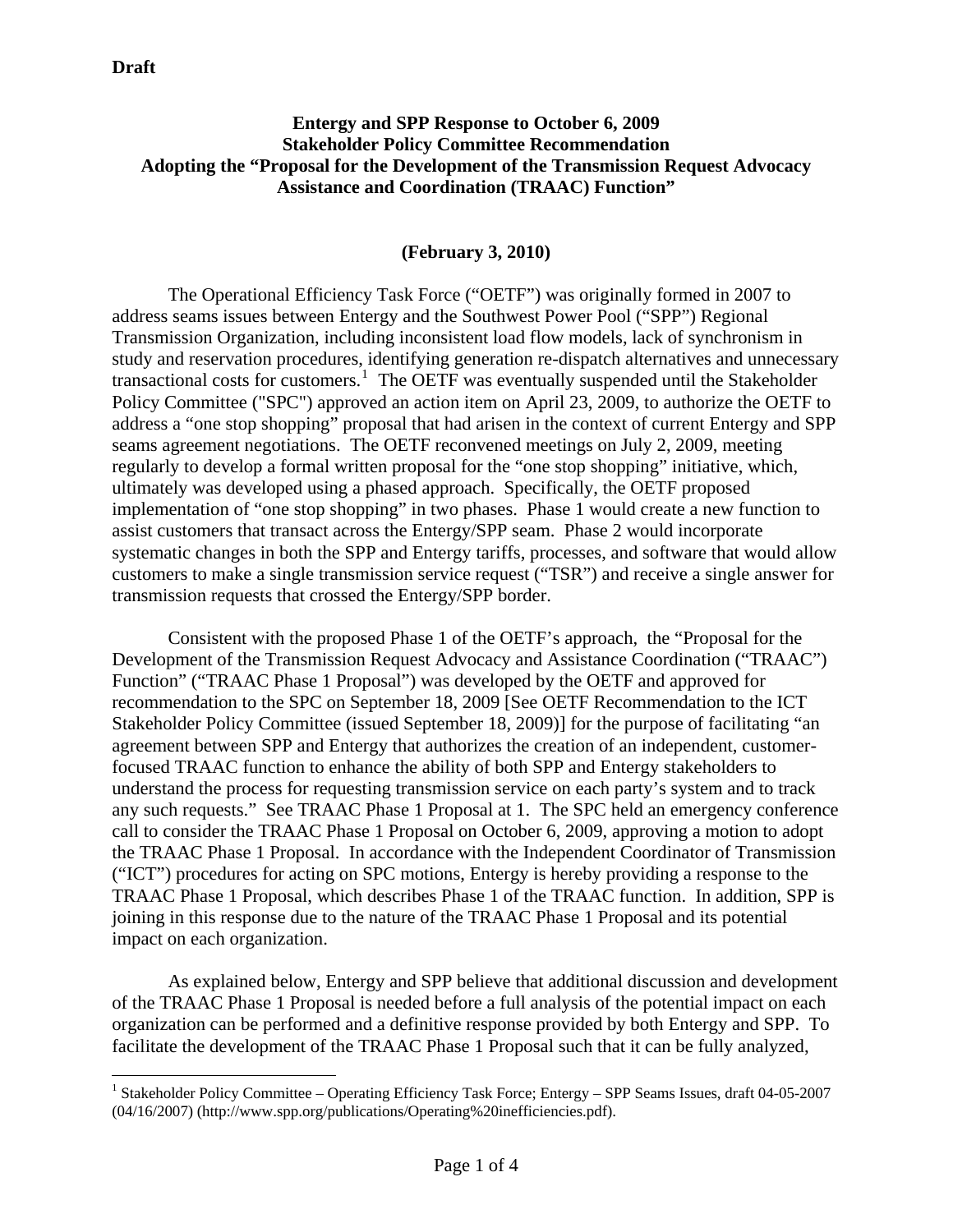**Draft**

**Entergy and SPP Response to October 6, 2009**
**Stakeholder Policy Committee Recommendation**
**Adopting the "Proposal for the Development of the Transmission Request Advocacy Assistance and Coordination (TRAAC) Function"**

**(February 3, 2010)**

The Operational Efficiency Task Force ("OETF") was originally formed in 2007 to address seams issues between Entergy and the Southwest Power Pool ("SPP") Regional Transmission Organization, including inconsistent load flow models, lack of synchronism in study and reservation procedures, identifying generation re-dispatch alternatives and unnecessary transactional costs for customers.[1] The OETF was eventually suspended until the Stakeholder Policy Committee ("SPC") approved an action item on April 23, 2009, to authorize the OETF to address a "one stop shopping" proposal that had arisen in the context of current Entergy and SPP seams agreement negotiations. The OETF reconvened meetings on July 2, 2009, meeting regularly to develop a formal written proposal for the "one stop shopping" initiative, which, ultimately was developed using a phased approach. Specifically, the OETF proposed implementation of "one stop shopping" in two phases. Phase 1 would create a new function to assist customers that transact across the Entergy/SPP seam. Phase 2 would incorporate systematic changes in both the SPP and Entergy tariffs, processes, and software that would allow customers to make a single transmission service request ("TSR") and receive a single answer for transmission requests that crossed the Entergy/SPP border.

Consistent with the proposed Phase 1 of the OETF's approach, the "Proposal for the Development of the Transmission Request Advocacy and Assistance Coordination ("TRAAC") Function" ("TRAAC Phase 1 Proposal") was developed by the OETF and approved for recommendation to the SPC on September 18, 2009 [See OETF Recommendation to the ICT Stakeholder Policy Committee (issued September 18, 2009)] for the purpose of facilitating "an agreement between SPP and Entergy that authorizes the creation of an independent, customer-focused TRAAC function to enhance the ability of both SPP and Entergy stakeholders to understand the process for requesting transmission service on each party's system and to track any such requests." See TRAAC Phase 1 Proposal at 1. The SPC held an emergency conference call to consider the TRAAC Phase 1 Proposal on October 6, 2009, approving a motion to adopt the TRAAC Phase 1 Proposal. In accordance with the Independent Coordinator of Transmission ("ICT") procedures for acting on SPC motions, Entergy is hereby providing a response to the TRAAC Phase 1 Proposal, which describes Phase 1 of the TRAAC function. In addition, SPP is joining in this response due to the nature of the TRAAC Phase 1 Proposal and its potential impact on each organization.

As explained below, Entergy and SPP believe that additional discussion and development of the TRAAC Phase 1 Proposal is needed before a full analysis of the potential impact on each organization can be performed and a definitive response provided by both Entergy and SPP. To facilitate the development of the TRAAC Phase 1 Proposal such that it can be fully analyzed,

[1] Stakeholder Policy Committee – Operating Efficiency Task Force; Entergy – SPP Seams Issues, draft 04-05-2007 (04/16/2007) (http://www.spp.org/publications/Operating%20inefficiencies.pdf).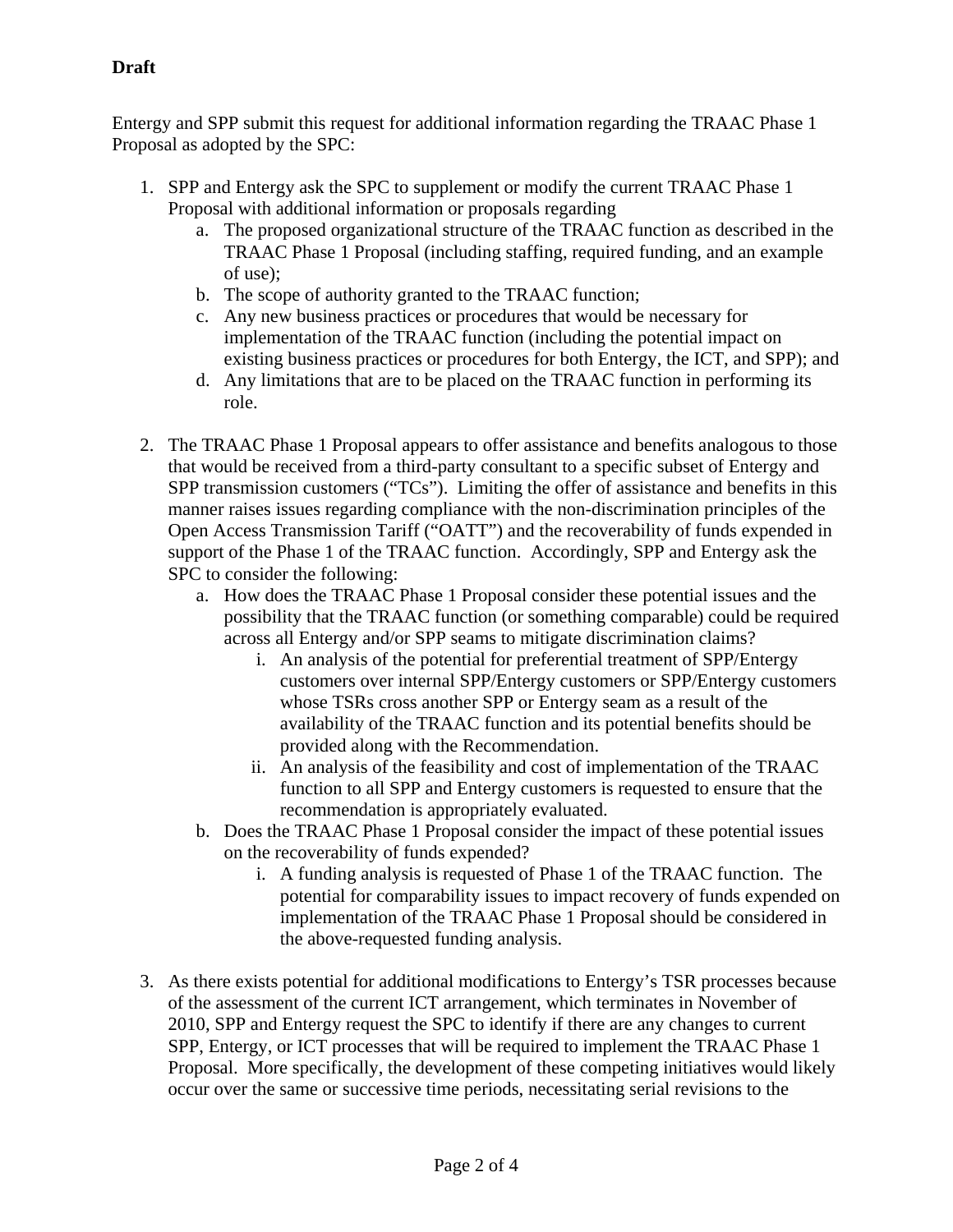**Draft**

Entergy and SPP submit this request for additional information regarding the TRAAC Phase 1 Proposal as adopted by the SPC:

1. SPP and Entergy ask the SPC to supplement or modify the current TRAAC Phase 1 Proposal with additional information or proposals regarding
    a. The proposed organizational structure of the TRAAC function as described in the TRAAC Phase 1 Proposal (including staffing, required funding, and an example of use);
    b. The scope of authority granted to the TRAAC function;
    c. Any new business practices or procedures that would be necessary for implementation of the TRAAC function (including the potential impact on existing business practices or procedures for both Entergy, the ICT, and SPP); and
    d. Any limitations that are to be placed on the TRAAC function in performing its role.

2. The TRAAC Phase 1 Proposal appears to offer assistance and benefits analogous to those that would be received from a third-party consultant to a specific subset of Entergy and SPP transmission customers ("TCs"). Limiting the offer of assistance and benefits in this manner raises issues regarding compliance with the non-discrimination principles of the Open Access Transmission Tariff ("OATT") and the recoverability of funds expended in support of the Phase 1 of the TRAAC function. Accordingly, SPP and Entergy ask the SPC to consider the following:
    a. How does the TRAAC Phase 1 Proposal consider these potential issues and the possibility that the TRAAC function (or something comparable) could be required across all Entergy and/or SPP seams to mitigate discrimination claims?
        i. An analysis of the potential for preferential treatment of SPP/Entergy customers over internal SPP/Entergy customers or SPP/Entergy customers whose TSRs cross another SPP or Entergy seam as a result of the availability of the TRAAC function and its potential benefits should be provided along with the Recommendation.
        ii. An analysis of the feasibility and cost of implementation of the TRAAC function to all SPP and Entergy customers is requested to ensure that the recommendation is appropriately evaluated.
    b. Does the TRAAC Phase 1 Proposal consider the impact of these potential issues on the recoverability of funds expended?
        i. A funding analysis is requested of Phase 1 of the TRAAC function. The potential for comparability issues to impact recovery of funds expended on implementation of the TRAAC Phase 1 Proposal should be considered in the above-requested funding analysis.

3. As there exists potential for additional modifications to Entergy's TSR processes because of the assessment of the current ICT arrangement, which terminates in November of 2010, SPP and Entergy request the SPC to identify if there are any changes to current SPP, Entergy, or ICT processes that will be required to implement the TRAAC Phase 1 Proposal. More specifically, the development of these competing initiatives would likely occur over the same or successive time periods, necessitating serial revisions to the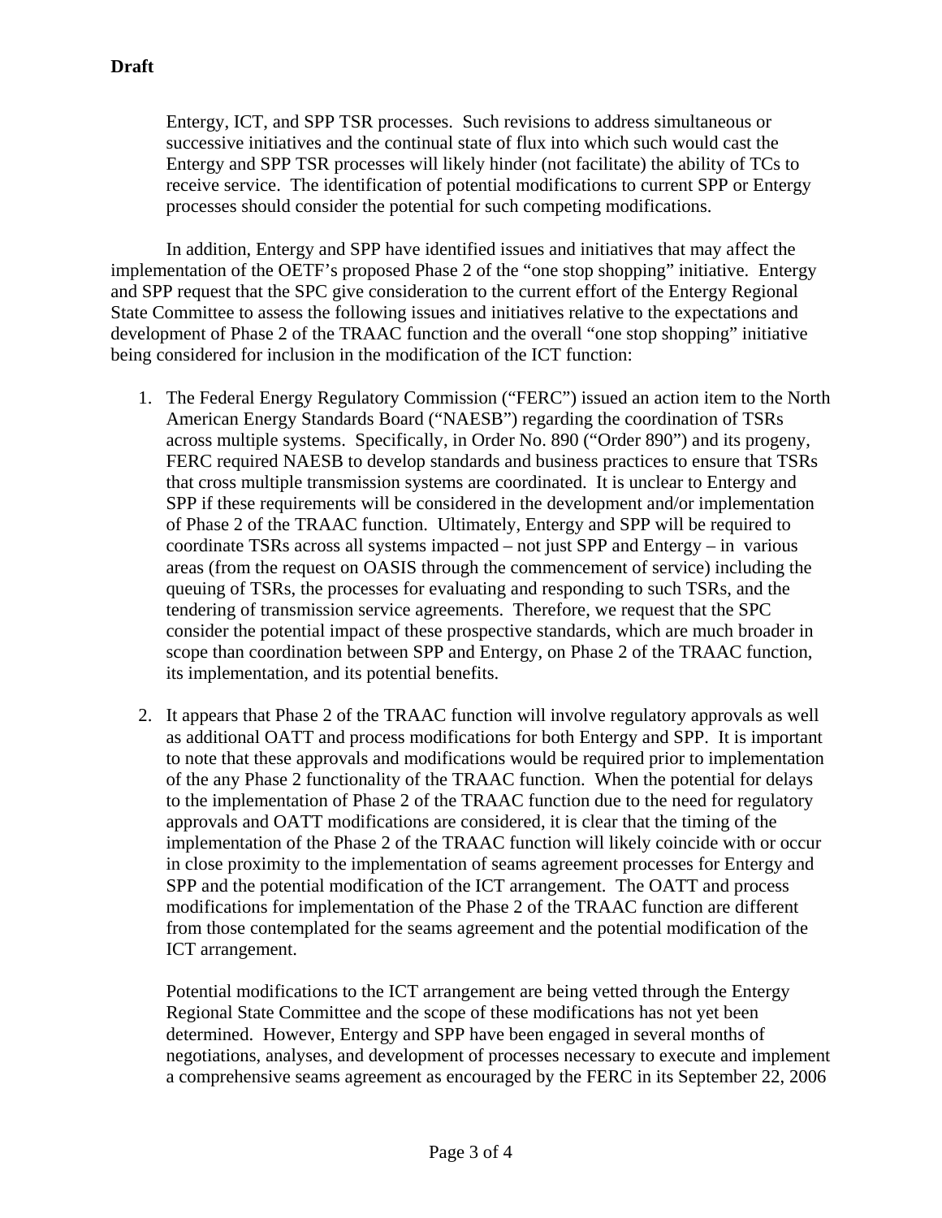**Draft**

Entergy, ICT, and SPP TSR processes. Such revisions to address simultaneous or successive initiatives and the continual state of flux into which such would cast the Entergy and SPP TSR processes will likely hinder (not facilitate) the ability of TCs to receive service. The identification of potential modifications to current SPP or Entergy processes should consider the potential for such competing modifications.

In addition, Entergy and SPP have identified issues and initiatives that may affect the implementation of the OETF's proposed Phase 2 of the "one stop shopping" initiative. Entergy and SPP request that the SPC give consideration to the current effort of the Entergy Regional State Committee to assess the following issues and initiatives relative to the expectations and development of Phase 2 of the TRAAC function and the overall "one stop shopping" initiative being considered for inclusion in the modification of the ICT function:

1. The Federal Energy Regulatory Commission ("FERC") issued an action item to the North American Energy Standards Board ("NAESB") regarding the coordination of TSRs across multiple systems. Specifically, in Order No. 890 ("Order 890") and its progeny, FERC required NAESB to develop standards and business practices to ensure that TSRs that cross multiple transmission systems are coordinated. It is unclear to Entergy and SPP if these requirements will be considered in the development and/or implementation of Phase 2 of the TRAAC function. Ultimately, Entergy and SPP will be required to coordinate TSRs across all systems impacted – not just SPP and Entergy – in various areas (from the request on OASIS through the commencement of service) including the queuing of TSRs, the processes for evaluating and responding to such TSRs, and the tendering of transmission service agreements. Therefore, we request that the SPC consider the potential impact of these prospective standards, which are much broader in scope than coordination between SPP and Entergy, on Phase 2 of the TRAAC function, its implementation, and its potential benefits.

2. It appears that Phase 2 of the TRAAC function will involve regulatory approvals as well as additional OATT and process modifications for both Entergy and SPP. It is important to note that these approvals and modifications would be required prior to implementation of the any Phase 2 functionality of the TRAAC function. When the potential for delays to the implementation of Phase 2 of the TRAAC function due to the need for regulatory approvals and OATT modifications are considered, it is clear that the timing of the implementation of the Phase 2 of the TRAAC function will likely coincide with or occur in close proximity to the implementation of seams agreement processes for Entergy and SPP and the potential modification of the ICT arrangement. The OATT and process modifications for implementation of the Phase 2 of the TRAAC function are different from those contemplated for the seams agreement and the potential modification of the ICT arrangement.

   Potential modifications to the ICT arrangement are being vetted through the Entergy Regional State Committee and the scope of these modifications has not yet been determined. However, Entergy and SPP have been engaged in several months of negotiations, analyses, and development of processes necessary to execute and implement a comprehensive seams agreement as encouraged by the FERC in its September 22, 2006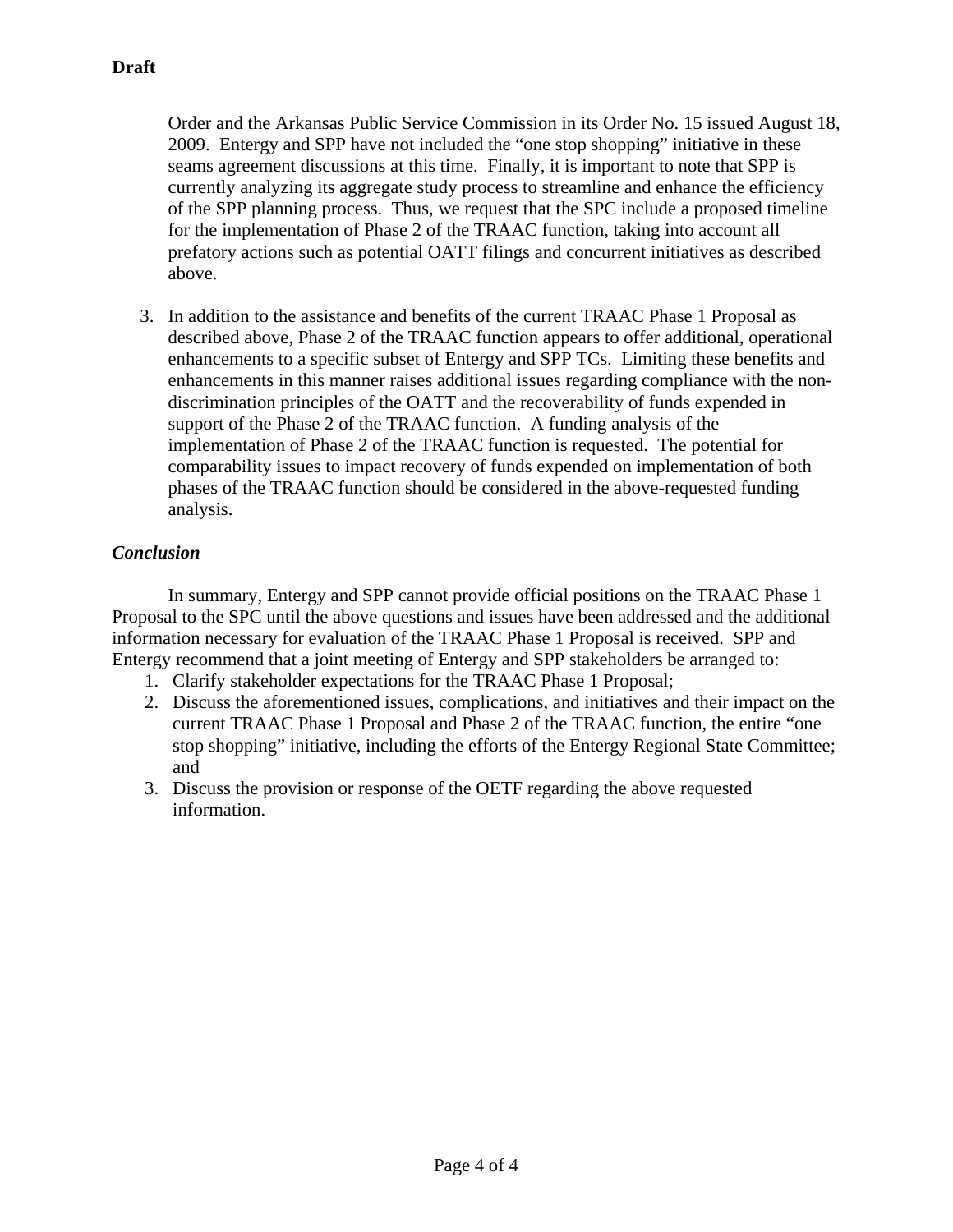**Draft**

Order and the Arkansas Public Service Commission in its Order No. 15 issued August 18, 2009. Entergy and SPP have not included the "one stop shopping" initiative in these seams agreement discussions at this time. Finally, it is important to note that SPP is currently analyzing its aggregate study process to streamline and enhance the efficiency of the SPP planning process. Thus, we request that the SPC include a proposed timeline for the implementation of Phase 2 of the TRAAC function, taking into account all prefatory actions such as potential OATT filings and concurrent initiatives as described above.

3. In addition to the assistance and benefits of the current TRAAC Phase 1 Proposal as described above, Phase 2 of the TRAAC function appears to offer additional, operational enhancements to a specific subset of Entergy and SPP TCs. Limiting these benefits and enhancements in this manner raises additional issues regarding compliance with the non-discrimination principles of the OATT and the recoverability of funds expended in support of the Phase 2 of the TRAAC function. A funding analysis of the implementation of Phase 2 of the TRAAC function is requested. The potential for comparability issues to impact recovery of funds expended on implementation of both phases of the TRAAC function should be considered in the above-requested funding analysis.

***Conclusion***

In summary, Entergy and SPP cannot provide official positions on the TRAAC Phase 1 Proposal to the SPC until the above questions and issues have been addressed and the additional information necessary for evaluation of the TRAAC Phase 1 Proposal is received. SPP and Entergy recommend that a joint meeting of Entergy and SPP stakeholders be arranged to:

1. Clarify stakeholder expectations for the TRAAC Phase 1 Proposal;
2. Discuss the aforementioned issues, complications, and initiatives and their impact on the current TRAAC Phase 1 Proposal and Phase 2 of the TRAAC function, the entire "one stop shopping" initiative, including the efforts of the Entergy Regional State Committee; and
3. Discuss the provision or response of the OETF regarding the above requested information.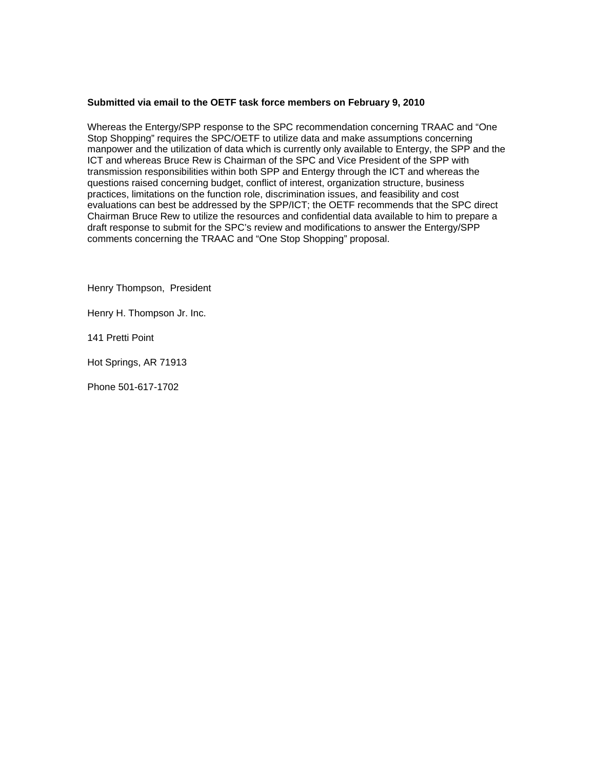**Submitted via email to the OETF task force members on February 9, 2010**

Whereas the Entergy/SPP response to the SPC recommendation concerning TRAAC and "One Stop Shopping" requires the SPC/OETF to utilize data and make assumptions concerning manpower and the utilization of data which is currently only available to Entergy, the SPP and the ICT and whereas Bruce Rew is Chairman of the SPC and Vice President of the SPP with transmission responsibilities within both SPP and Entergy through the ICT and whereas the questions raised concerning budget, conflict of interest, organization structure, business practices, limitations on the function role, discrimination issues, and feasibility and cost evaluations can best be addressed by the SPP/ICT; the OETF recommends that the SPC direct Chairman Bruce Rew to utilize the resources and confidential data available to him to prepare a draft response to submit for the SPC's review and modifications to answer the Entergy/SPP comments concerning the TRAAC and "One Stop Shopping" proposal.

Henry Thompson, President

Henry H. Thompson Jr. Inc.

141 Pretti Point

Hot Springs, AR 71913

Phone 501-617-1702